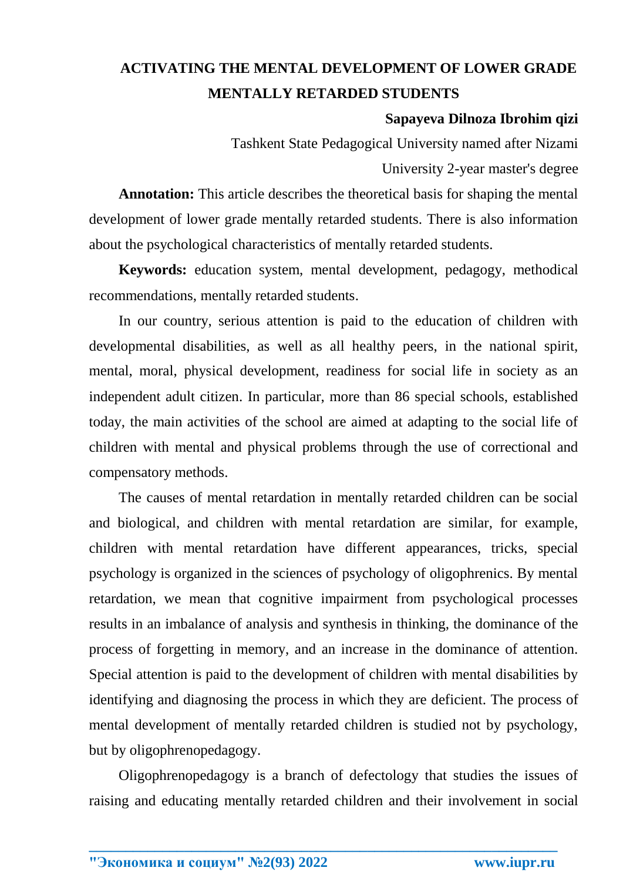# ACTIVATING THE MENTAL DEVELOPMENT OF LOWER GRADE MENTALLY RETARDED STUDENTS

**Sapayeva Dilnoza Ibrohim qizi**

Tashkent State Pedagogical University named after Nizami

University 2-year master's degree

**Annotation:** This article describes the theoretical basis for shaping the mental development of lower grade mentally retarded students. There is also information about the psychological characteristics of mentally retarded students.

**Keywords:** education system, mental development, pedagogy, methodical recommendations, mentally retarded students.

In our country, serious attention is paid to the education of children with developmental disabilities, as well as all healthy peers, in the national spirit, mental, moral, physical development, readiness for social life in society as an independent adult citizen. In particular, more than 86 special schools, established today, the main activities of the school are aimed at adapting to the social life of children with mental and physical problems through the use of correctional and compensatory methods.

The causes of mental retardation in mentally retarded children can be social and biological, and children with mental retardation are similar, for example, children with mental retardation have different appearances, tricks, special psychology is organized in the sciences of psychology of oligophrenics. By mental retardation, we mean that cognitive impairment from psychological processes results in an imbalance of analysis and synthesis in thinking, the dominance of the process of forgetting in memory, and an increase in the dominance of attention. Special attention is paid to the development of children with mental disabilities by identifying and diagnosing the process in which they are deficient. The process of mental development of mentally retarded children is studied not by psychology, but by oligophrenopedagogy.

Oligophrenopedagogy is a branch of defectology that studies the issues of raising and educating mentally retarded children and their involvement in social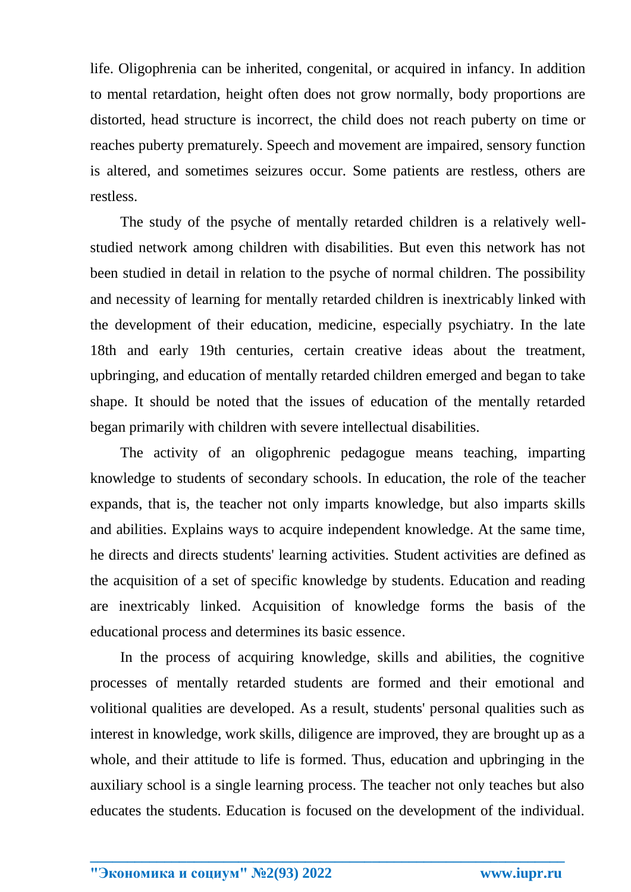life. Oligophrenia can be inherited, congenital, or acquired in infancy. In addition to mental retardation, height often does not grow normally, body proportions are distorted, head structure is incorrect, the child does not reach puberty on time or reaches puberty prematurely. Speech and movement are impaired, sensory function is altered, and sometimes seizures occur. Some patients are restless, others are restless.

The study of the psyche of mentally retarded children is a relatively well-studied network among children with disabilities. But even this network has not been studied in detail in relation to the psyche of normal children. The possibility and necessity of learning for mentally retarded children is inextricably linked with the development of their education, medicine, especially psychiatry. In the late 18th and early 19th centuries, certain creative ideas about the treatment, upbringing, and education of mentally retarded children emerged and began to take shape. It should be noted that the issues of education of the mentally retarded began primarily with children with severe intellectual disabilities.

The activity of an oligophrenic pedagogue means teaching, imparting knowledge to students of secondary schools. In education, the role of the teacher expands, that is, the teacher not only imparts knowledge, but also imparts skills and abilities. Explains ways to acquire independent knowledge. At the same time, he directs and directs students' learning activities. Student activities are defined as the acquisition of a set of specific knowledge by students. Education and reading are inextricably linked. Acquisition of knowledge forms the basis of the educational process and determines its basic essence.

In the process of acquiring knowledge, skills and abilities, the cognitive processes of mentally retarded students are formed and their emotional and volitional qualities are developed. As a result, students' personal qualities such as interest in knowledge, work skills, diligence are improved, they are brought up as a whole, and their attitude to life is formed. Thus, education and upbringing in the auxiliary school is a single learning process. The teacher not only teaches but also educates the students. Education is focused on the development of the individual.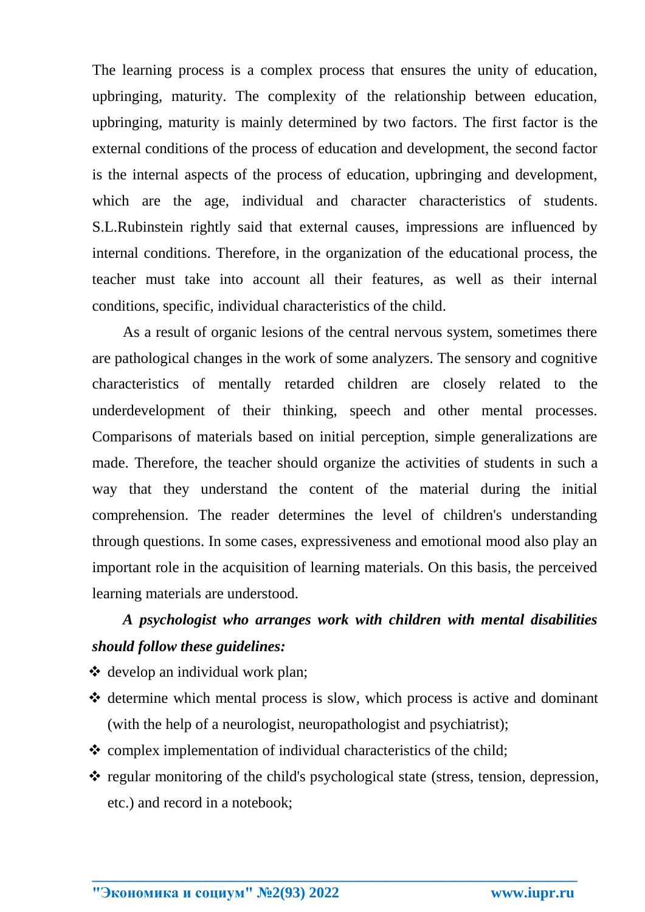The learning process is a complex process that ensures the unity of education, upbringing, maturity. The complexity of the relationship between education, upbringing, maturity is mainly determined by two factors. The first factor is the external conditions of the process of education and development, the second factor is the internal aspects of the process of education, upbringing and development, which are the age, individual and character characteristics of students. S.L.Rubinstein rightly said that external causes, impressions are influenced by internal conditions. Therefore, in the organization of the educational process, the teacher must take into account all their features, as well as their internal conditions, specific, individual characteristics of the child.

As a result of organic lesions of the central nervous system, sometimes there are pathological changes in the work of some analyzers. The sensory and cognitive characteristics of mentally retarded children are closely related to the underdevelopment of their thinking, speech and other mental processes. Comparisons of materials based on initial perception, simple generalizations are made. Therefore, the teacher should organize the activities of students in such a way that they understand the content of the material during the initial comprehension. The reader determines the level of children's understanding through questions. In some cases, expressiveness and emotional mood also play an important role in the acquisition of learning materials. On this basis, the perceived learning materials are understood.

***A psychologist who arranges work with children with mental disabilities should follow these guidelines:***

- develop an individual work plan;
- determine which mental process is slow, which process is active and dominant (with the help of a neurologist, neuropathologist and psychiatrist);
- complex implementation of individual characteristics of the child;
- regular monitoring of the child's psychological state (stress, tension, depression, etc.) and record in a notebook;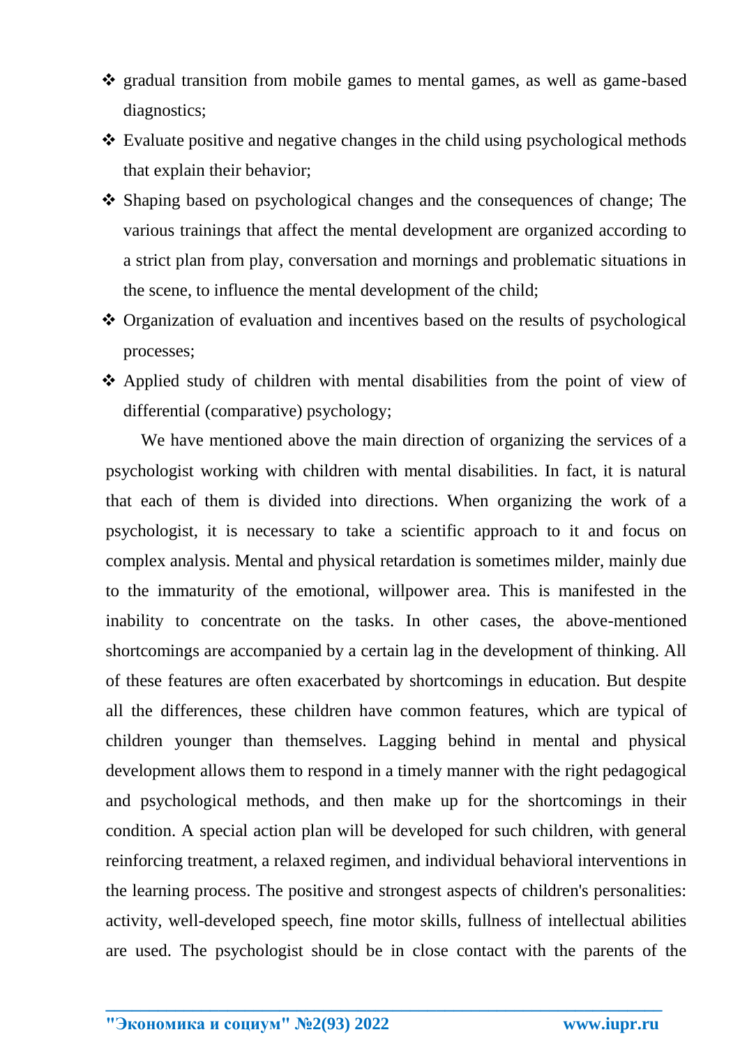- gradual transition from mobile games to mental games, as well as game-based diagnostics;
- Evaluate positive and negative changes in the child using psychological methods that explain their behavior;
- Shaping based on psychological changes and the consequences of change; The various trainings that affect the mental development are organized according to a strict plan from play, conversation and mornings and problematic situations in the scene, to influence the mental development of the child;
- Organization of evaluation and incentives based on the results of psychological processes;
- Applied study of children with mental disabilities from the point of view of differential (comparative) psychology;

We have mentioned above the main direction of organizing the services of a psychologist working with children with mental disabilities. In fact, it is natural that each of them is divided into directions. When organizing the work of a psychologist, it is necessary to take a scientific approach to it and focus on complex analysis. Mental and physical retardation is sometimes milder, mainly due to the immaturity of the emotional, willpower area. This is manifested in the inability to concentrate on the tasks. In other cases, the above-mentioned shortcomings are accompanied by a certain lag in the development of thinking. All of these features are often exacerbated by shortcomings in education. But despite all the differences, these children have common features, which are typical of children younger than themselves. Lagging behind in mental and physical development allows them to respond in a timely manner with the right pedagogical and psychological methods, and then make up for the shortcomings in their condition. A special action plan will be developed for such children, with general reinforcing treatment, a relaxed regimen, and individual behavioral interventions in the learning process. The positive and strongest aspects of children's personalities: activity, well-developed speech, fine motor skills, fullness of intellectual abilities are used. The psychologist should be in close contact with the parents of the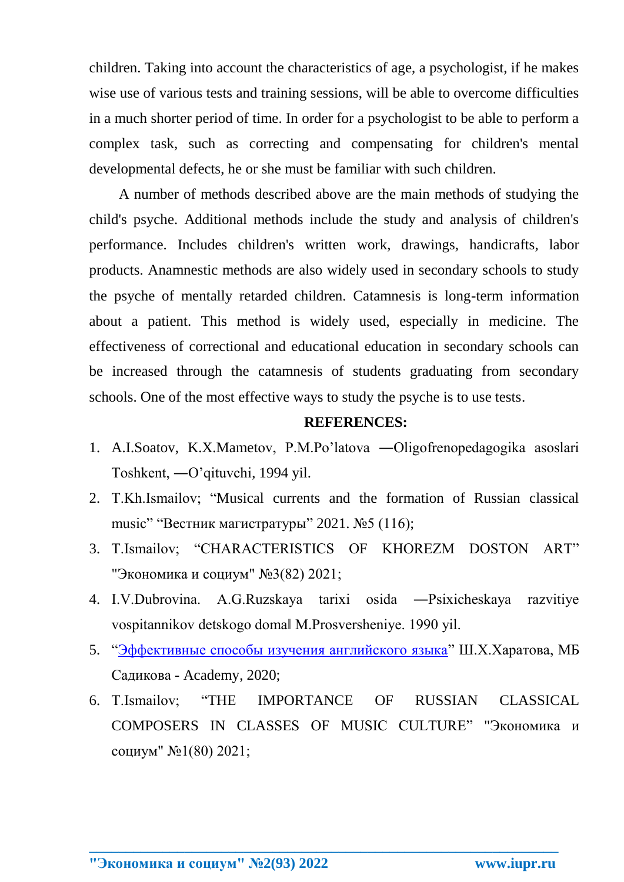children. Taking into account the characteristics of age, a psychologist, if he makes wise use of various tests and training sessions, will be able to overcome difficulties in a much shorter period of time. In order for a psychologist to be able to perform a complex task, such as correcting and compensating for children's mental developmental defects, he or she must be familiar with such children.

A number of methods described above are the main methods of studying the child's psyche. Additional methods include the study and analysis of children's performance. Includes children's written work, drawings, handicrafts, labor products. Anamnestic methods are also widely used in secondary schools to study the psyche of mentally retarded children. Catamnesis is long-term information about a patient. This method is widely used, especially in medicine. The effectiveness of correctional and educational education in secondary schools can be increased through the catamnesis of students graduating from secondary schools. One of the most effective ways to study the psyche is to use tests.

**REFERENCES:**

1. A.I.Soatov, K.X.Mametov, P.M.Po'latova ―Oligofrenopedagogika asoslari Toshkent, ―O'qituvchi, 1994 yil.
2. T.Kh.Ismailov; "Musical currents and the formation of Russian classical music" "Вестник магистратуры" 2021. №5 (116);
3. T.Ismailov; "CHARACTERISTICS OF KHOREZM DOSTON ART" "Экономика и социум" №3(82) 2021;
4. I.V.Dubrovina. A.G.Ruzskaya tarixi osida ―Psixicheskaya razvitiye vospitannikov detskogo doma‖ M.Prosversheniye. 1990 yil.
5. "Эффективные способы изучения английского языка" Ш.Х.Харатова, МБ Садикова - Academy, 2020;
6. T.Ismailov; "THE IMPORTANCE OF RUSSIAN CLASSICAL COMPOSERS IN CLASSES OF MUSIC CULTURE" "Экономика и социум" №1(80) 2021;